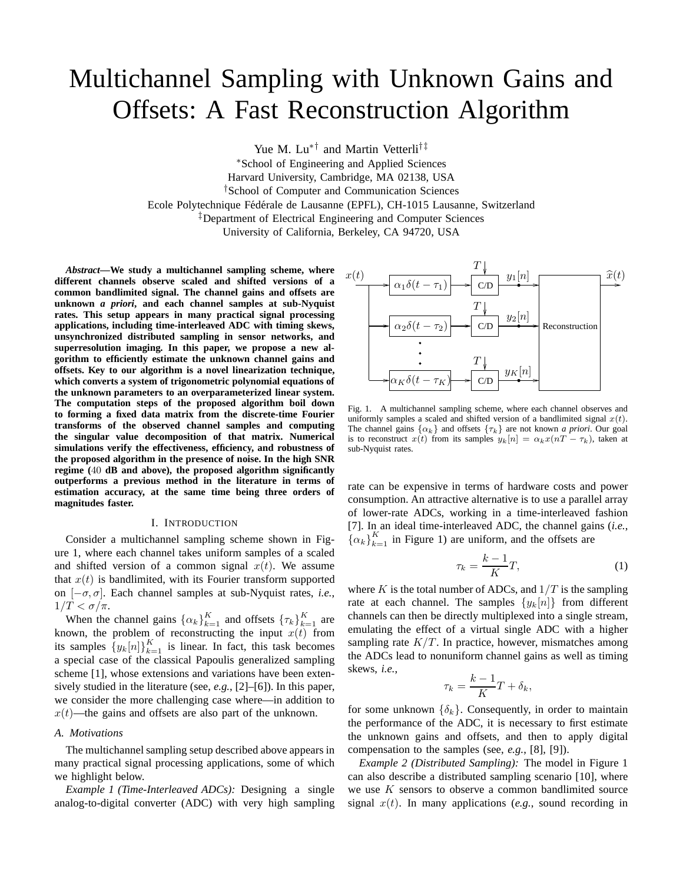# Multichannel Sampling with Unknown Gains and Offsets: A Fast Reconstruction Algorithm

Yue M. Lu[*†] and Martin Vetterli[†‡]

[*]School of Engineering and Applied Sciences
Harvard University, Cambridge, MA 02138, USA
[†]School of Computer and Communication Sciences
Ecole Polytechnique Fédérale de Lausanne (EPFL), CH-1015 Lausanne, Switzerland
[‡]Department of Electrical Engineering and Computer Sciences
University of California, Berkeley, CA 94720, USA

***Abstract*—We study a multichannel sampling scheme, where different channels observe scaled and shifted versions of a common bandlimited signal. The channel gains and offsets are unknown *a priori*, and each channel samples at sub-Nyquist rates. This setup appears in many practical signal processing applications, including time-interleaved ADC with timing skews, unsynchronized distributed sampling in sensor networks, and superresolution imaging. In this paper, we propose a new algorithm to efficiently estimate the unknown channel gains and offsets. Key to our algorithm is a novel linearization technique, which converts a system of trigonometric polynomial equations of the unknown parameters to an overparameterized linear system. The computation steps of the proposed algorithm boil down to forming a fixed data matrix from the discrete-time Fourier transforms of the observed channel samples and computing the singular value decomposition of that matrix. Numerical simulations verify the effectiveness, efficiency, and robustness of the proposed algorithm in the presence of noise. In the high SNR regime (40 dB and above), the proposed algorithm significantly outperforms a previous method in the literature in terms of estimation accuracy, at the same time being three orders of magnitudes faster.**

## I. Introduction

Consider a multichannel sampling scheme shown in Figure 1, where each channel takes uniform samples of a scaled and shifted version of a common signal $x(t)$. We assume that $x(t)$ is bandlimited, with its Fourier transform supported on $[-\sigma, \sigma]$. Each channel samples at sub-Nyquist rates, *i.e.*, $1/T < \sigma/\pi$.

When the channel gains $\{\alpha_k\}_{k=1}^K$ and offsets $\{\tau_k\}_{k=1}^K$ are known, the problem of reconstructing the input $x(t)$ from its samples $\{y_k[n]\}_{k=1}^K$ is linear. In fact, this task becomes a special case of the classical Papoulis generalized sampling scheme [1], whose extensions and variations have been extensively studied in the literature (see, *e.g.*, [2]–[6]). In this paper, we consider the more challenging case where—in addition to $x(t)$—the gains and offsets are also part of the unknown.

### A. Motivations

The multichannel sampling setup described above appears in many practical signal processing applications, some of which we highlight below.

*Example 1 (Time-Interleaved ADCs):* Designing a single analog-to-digital converter (ADC) with very high sampling rate can be expensive in terms of hardware costs and power consumption. An attractive alternative is to use a parallel array of lower-rate ADCs, working in a time-interleaved fashion [7]. In an ideal time-interleaved ADC, the channel gains (*i.e.*, $\{\alpha_k\}_{k=1}^K$ in Figure 1) are uniform, and the offsets are

$$\tau_k = \frac{k-1}{K} T, \tag{1}$$

where $K$ is the total number of ADCs, and $1/T$ is the sampling rate at each channel. The samples $\{y_k[n]\}$ from different channels can then be directly multiplexed into a single stream, emulating the effect of a virtual single ADC with a higher sampling rate $K/T$. In practice, however, mismatches among the ADCs lead to nonuniform channel gains as well as timing skews, *i.e.*,

$$\tau_k = \frac{k-1}{K} T + \delta_k,$$

for some unknown $\{\delta_k\}$. Consequently, in order to maintain the performance of the ADC, it is necessary to first estimate the unknown gains and offsets, and then to apply digital compensation to the samples (see, *e.g.*, [8], [9]).

*Example 2 (Distributed Sampling):* The model in Figure 1 can also describe a distributed sampling scenario [10], where we use $K$ sensors to observe a common bandlimited source signal $x(t)$. In many applications (*e.g.*, sound recording in

$x(t)$
$\alpha_1\delta(t-\tau_1)$
$\alpha_2\delta(t-\tau_2)$
$\alpha_K\delta(t-\tau_K)$
$T$
C/D
$y_1[n]$
$y_2[n]$
$y_K[n]$
Reconstruction
$\widehat{x}(t)$

Fig. 1. A multichannel sampling scheme, where each channel observes and uniformly samples a scaled and shifted version of a bandlimited signal $x(t)$. The channel gains $\{\alpha_k\}$ and offsets $\{\tau_k\}$ are not known *a priori*. Our goal is to reconstruct $x(t)$ from its samples $y_k[n] = \alpha_k x(nT - \tau_k)$, taken at sub-Nyquist rates.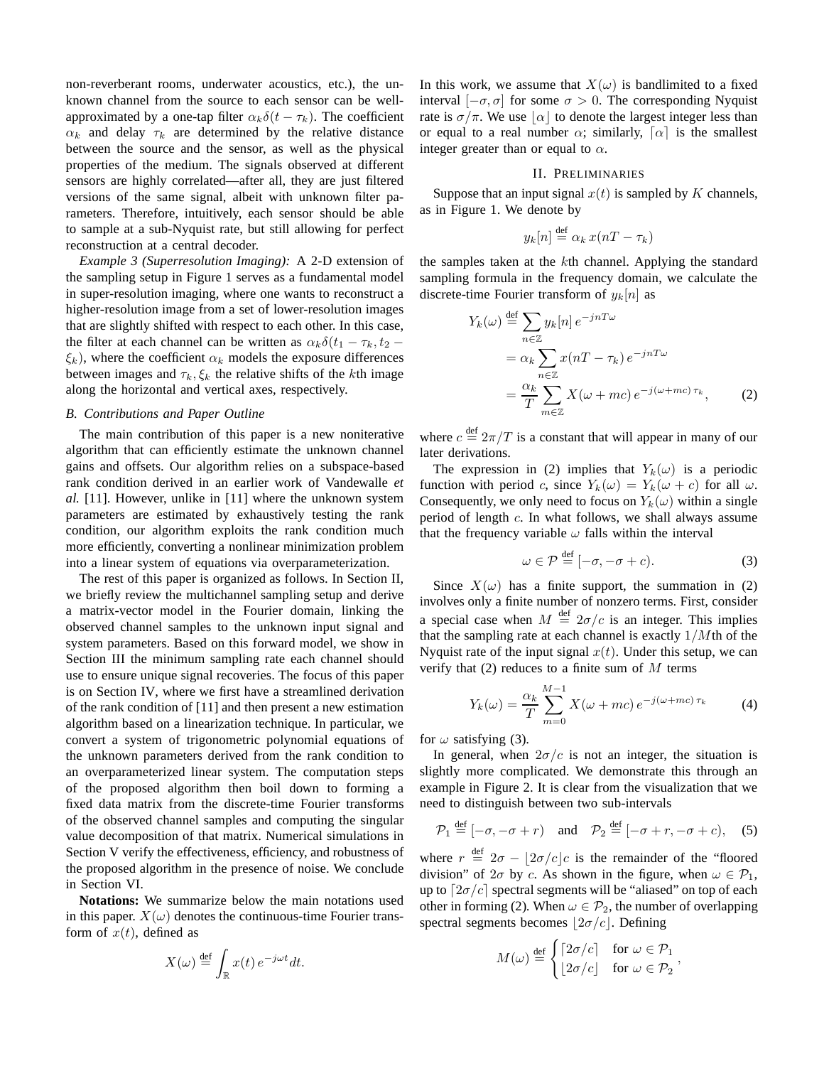non-reverberant rooms, underwater acoustics, etc.), the unknown channel from the source to each sensor can be well-approximated by a one-tap filter $\alpha_k \delta(t - \tau_k)$. The coefficient $\alpha_k$ and delay $\tau_k$ are determined by the relative distance between the source and the sensor, as well as the physical properties of the medium. The signals observed at different sensors are highly correlated—after all, they are just filtered versions of the same signal, albeit with unknown filter parameters. Therefore, intuitively, each sensor should be able to sample at a sub-Nyquist rate, but still allowing for perfect reconstruction at a central decoder.

*Example 3 (Superresolution Imaging):* A 2-D extension of the sampling setup in Figure 1 serves as a fundamental model in super-resolution imaging, where one wants to reconstruct a higher-resolution image from a set of lower-resolution images that are slightly shifted with respect to each other. In this case, the filter at each channel can be written as $\alpha_k \delta(t_1 - \tau_k, t_2 - \xi_k)$, where the coefficient $\alpha_k$ models the exposure differences between images and $\tau_k, \xi_k$ the relative shifts of the $k$th image along the horizontal and vertical axes, respectively.

### B. Contributions and Paper Outline

The main contribution of this paper is a new noniterative algorithm that can efficiently estimate the unknown channel gains and offsets. Our algorithm relies on a subspace-based rank condition derived in an earlier work of Vandewalle *et al.* [11]. However, unlike in [11] where the unknown system parameters are estimated by exhaustively testing the rank condition, our algorithm exploits the rank condition much more efficiently, converting a nonlinear minimization problem into a linear system of equations via overparameterization.

The rest of this paper is organized as follows. In Section II, we briefly review the multichannel sampling setup and derive a matrix-vector model in the Fourier domain, linking the observed channel samples to the unknown input signal and system parameters. Based on this forward model, we show in Section III the minimum sampling rate each channel should use to ensure unique signal recoveries. The focus of this paper is on Section IV, where we first have a streamlined derivation of the rank condition of [11] and then present a new estimation algorithm based on a linearization technique. In particular, we convert a system of trigonometric polynomial equations of the unknown parameters derived from the rank condition to an overparameterized linear system. The computation steps of the proposed algorithm then boil down to forming a fixed data matrix from the discrete-time Fourier transforms of the observed channel samples and computing the singular value decomposition of that matrix. Numerical simulations in Section V verify the effectiveness, efficiency, and robustness of the proposed algorithm in the presence of noise. We conclude in Section VI.

**Notations:** We summarize below the main notations used in this paper. $X(\omega)$ denotes the continuous-time Fourier transform of $x(t)$, defined as

$$X(\omega) \stackrel{\text{def}}{=} \int_{\mathbb{R}} x(t)\, e^{-j\omega t} dt.$$

In this work, we assume that $X(\omega)$ is bandlimited to a fixed interval $[-\sigma, \sigma]$ for some $\sigma > 0$. The corresponding Nyquist rate is $\sigma/\pi$. We use $\lfloor \alpha \rfloor$ to denote the largest integer less than or equal to a real number $\alpha$; similarly, $\lceil \alpha \rceil$ is the smallest integer greater than or equal to $\alpha$.

## II. Preliminaries

Suppose that an input signal $x(t)$ is sampled by $K$ channels, as in Figure 1. We denote by

$$y_k[n] \stackrel{\text{def}}{=} \alpha_k\, x(nT - \tau_k)$$

the samples taken at the $k$th channel. Applying the standard sampling formula in the frequency domain, we calculate the discrete-time Fourier transform of $y_k[n]$ as

$$\begin{aligned} Y_k(\omega) &\stackrel{\text{def}}{=} \sum_{n \in \mathbb{Z}} y_k[n]\, e^{-jnT\omega} \\ &= \alpha_k \sum_{n \in \mathbb{Z}} x(nT - \tau_k)\, e^{-jnT\omega} \\ &= \frac{\alpha_k}{T} \sum_{m \in \mathbb{Z}} X(\omega + mc)\, e^{-j(\omega + mc)\, \tau_k}, \end{aligned} \tag{2}$$

where $c \stackrel{\text{def}}{=} 2\pi/T$ is a constant that will appear in many of our later derivations.

The expression in (2) implies that $Y_k(\omega)$ is a periodic function with period $c$, since $Y_k(\omega) = Y_k(\omega + c)$ for all $\omega$. Consequently, we only need to focus on $Y_k(\omega)$ within a single period of length $c$. In what follows, we shall always assume that the frequency variable $\omega$ falls within the interval

$$\omega \in \mathcal{P} \stackrel{\text{def}}{=} [-\sigma, -\sigma + c). \tag{3}$$

Since $X(\omega)$ has a finite support, the summation in (2) involves only a finite number of nonzero terms. First, consider a special case when $M \stackrel{\text{def}}{=} 2\sigma/c$ is an integer. This implies that the sampling rate at each channel is exactly $1/M$th of the Nyquist rate of the input signal $x(t)$. Under this setup, we can verify that (2) reduces to a finite sum of $M$ terms

$$Y_k(\omega) = \frac{\alpha_k}{T} \sum_{m=0}^{M-1} X(\omega + mc)\, e^{-j(\omega + mc)\, \tau_k} \tag{4}$$

for $\omega$ satisfying (3).

In general, when $2\sigma/c$ is not an integer, the situation is slightly more complicated. We demonstrate this through an example in Figure 2. It is clear from the visualization that we need to distinguish between two sub-intervals

$$\mathcal{P}_1 \stackrel{\text{def}}{=} [-\sigma, -\sigma + r) \quad \text{and} \quad \mathcal{P}_2 \stackrel{\text{def}}{=} [-\sigma + r, -\sigma + c), \tag{5}$$

where $r \stackrel{\text{def}}{=} 2\sigma - \lfloor 2\sigma/c \rfloor c$ is the remainder of the "floored division" of $2\sigma$ by $c$. As shown in the figure, when $\omega \in \mathcal{P}_1$, up to $\lceil 2\sigma/c \rceil$ spectral segments will be "aliased" on top of each other in forming (2). When $\omega \in \mathcal{P}_2$, the number of overlapping spectral segments becomes $\lfloor 2\sigma/c \rfloor$. Defining

$$M(\omega) \stackrel{\text{def}}{=} \begin{cases} \lceil 2\sigma/c \rceil & \text{for } \omega \in \mathcal{P}_1 \\ \lfloor 2\sigma/c \rfloor & \text{for } \omega \in \mathcal{P}_2 \end{cases},$$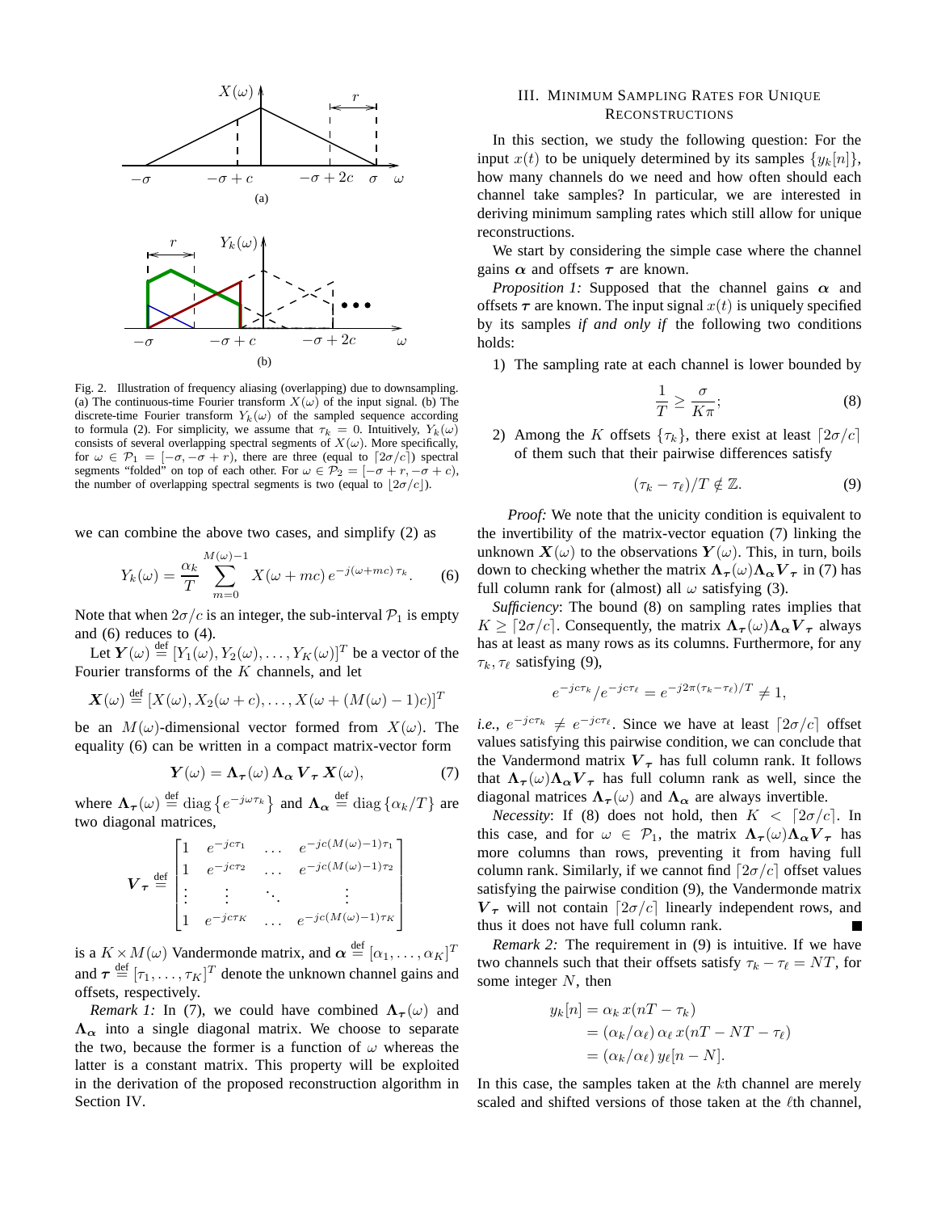X(ω)

r

−σ −σ + c −σ + 2c σ ω

(a)

r

$Y_k(\omega)$

−σ −σ + c −σ + 2c ω

(b)

Fig. 2. Illustration of frequency aliasing (overlapping) due to downsampling. (a) The continuous-time Fourier transform $X(\omega)$ of the input signal. (b) The discrete-time Fourier transform $Y_k(\omega)$ of the sampled sequence according to formula (2). For simplicity, we assume that $\tau_k = 0$. Intuitively, $Y_k(\omega)$ consists of several overlapping spectral segments of $X(\omega)$. More specifically, for $\omega \in \mathcal{P}_1 = [-\sigma, -\sigma + r)$, there are three (equal to $\lceil 2\sigma/c \rceil$) spectral segments "folded" on top of each other. For $\omega \in \mathcal{P}_2 = [-\sigma + r, -\sigma + c)$, the number of overlapping spectral segments is two (equal to $\lfloor 2\sigma/c \rfloor$).

we can combine the above two cases, and simplify (2) as

$$Y_k(\omega) = \frac{\alpha_k}{T} \sum_{m=0}^{M(\omega)-1} X(\omega + mc)\, e^{-j(\omega + mc)\,\tau_k}. \qquad (6)$$

Note that when $2\sigma/c$ is an integer, the sub-interval $\mathcal{P}_1$ is empty and (6) reduces to (4).

Let $\boldsymbol{Y}(\omega) \overset{\text{def}}{=} [Y_1(\omega), Y_2(\omega), \ldots, Y_K(\omega)]^T$ be a vector of the Fourier transforms of the $K$ channels, and let

$$\boldsymbol{X}(\omega) \overset{\text{def}}{=} [X(\omega), X_2(\omega + c), \ldots, X(\omega + (M(\omega) - 1)c)]^T$$

be an $M(\omega)$-dimensional vector formed from $X(\omega)$. The equality (6) can be written in a compact matrix-vector form

$$\boldsymbol{Y}(\omega) = \boldsymbol{\Lambda}_{\boldsymbol{\tau}}(\omega)\, \boldsymbol{\Lambda}_{\boldsymbol{\alpha}}\, \boldsymbol{V}_{\boldsymbol{\tau}}\, \boldsymbol{X}(\omega), \qquad (7)$$

where $\boldsymbol{\Lambda}_{\boldsymbol{\tau}}(\omega) \overset{\text{def}}{=} \operatorname{diag}\left\{e^{-j\omega\tau_k}\right\}$ and $\boldsymbol{\Lambda}_{\boldsymbol{\alpha}} \overset{\text{def}}{=} \operatorname{diag}\{\alpha_k/T\}$ are two diagonal matrices,

$$\boldsymbol{V}_{\boldsymbol{\tau}} \overset{\text{def}}{=} \begin{bmatrix} 1 & e^{-jc\tau_1} & \ldots & e^{-jc(M(\omega)-1)\tau_1} \\ 1 & e^{-jc\tau_2} & \ldots & e^{-jc(M(\omega)-1)\tau_2} \\ \vdots & \vdots & \ddots & \vdots \\ 1 & e^{-jc\tau_K} & \ldots & e^{-jc(M(\omega)-1)\tau_K} \end{bmatrix}$$

is a $K \times M(\omega)$ Vandermonde matrix, and $\boldsymbol{\alpha} \overset{\text{def}}{=} [\alpha_1, \ldots, \alpha_K]^T$ and $\boldsymbol{\tau} \overset{\text{def}}{=} [\tau_1, \ldots, \tau_K]^T$ denote the unknown channel gains and offsets, respectively.

*Remark 1:* In (7), we could have combined $\boldsymbol{\Lambda}_{\boldsymbol{\tau}}(\omega)$ and $\boldsymbol{\Lambda}_{\boldsymbol{\alpha}}$ into a single diagonal matrix. We choose to separate the two, because the former is a function of $\omega$ whereas the latter is a constant matrix. This property will be exploited in the derivation of the proposed reconstruction algorithm in Section IV.

## III. Minimum Sampling Rates for Unique Reconstructions

In this section, we study the following question: For the input $x(t)$ to be uniquely determined by its samples $\{y_k[n]\}$, how many channels do we need and how often should each channel take samples? In particular, we are interested in deriving minimum sampling rates which still allow for unique reconstructions.

We start by considering the simple case where the channel gains $\boldsymbol{\alpha}$ and offsets $\boldsymbol{\tau}$ are known.

*Proposition 1:* Supposed that the channel gains $\boldsymbol{\alpha}$ and offsets $\boldsymbol{\tau}$ are known. The input signal $x(t)$ is uniquely specified by its samples *if and only if* the following two conditions holds:

1) The sampling rate at each channel is lower bounded by

$$\frac{1}{T} \geq \frac{\sigma}{K\pi}; \qquad (8)$$

2) Among the $K$ offsets $\{\tau_k\}$, there exist at least $\lceil 2\sigma/c \rceil$ of them such that their pairwise differences satisfy

$$(\tau_k - \tau_\ell)/T \notin \mathbb{Z}. \qquad (9)$$

*Proof:* We note that the unicity condition is equivalent to the invertibility of the matrix-vector equation (7) linking the unknown $\boldsymbol{X}(\omega)$ to the observations $\boldsymbol{Y}(\omega)$. This, in turn, boils down to checking whether the matrix $\boldsymbol{\Lambda}_{\boldsymbol{\tau}}(\omega)\boldsymbol{\Lambda}_{\boldsymbol{\alpha}}\boldsymbol{V}_{\boldsymbol{\tau}}$ in (7) has full column rank for (almost) all $\omega$ satisfying (3).

*Sufficiency*: The bound (8) on sampling rates implies that $K \geq \lceil 2\sigma/c \rceil$. Consequently, the matrix $\boldsymbol{\Lambda}_{\boldsymbol{\tau}}(\omega)\boldsymbol{\Lambda}_{\boldsymbol{\alpha}}\boldsymbol{V}_{\boldsymbol{\tau}}$ always has at least as many rows as its columns. Furthermore, for any $\tau_k, \tau_\ell$ satisfying (9),

$$e^{-jc\tau_k}/e^{-jc\tau_\ell} = e^{-j2\pi(\tau_k - \tau_\ell)/T} \neq 1,$$

*i.e.*, $e^{-jc\tau_k} \neq e^{-jc\tau_\ell}$. Since we have at least $\lceil 2\sigma/c \rceil$ offset values satisfying this pairwise condition, we can conclude that the Vandermond matrix $\boldsymbol{V}_{\boldsymbol{\tau}}$ has full column rank. It follows that $\boldsymbol{\Lambda}_{\boldsymbol{\tau}}(\omega)\boldsymbol{\Lambda}_{\boldsymbol{\alpha}}\boldsymbol{V}_{\boldsymbol{\tau}}$ has full column rank as well, since the diagonal matrices $\boldsymbol{\Lambda}_{\boldsymbol{\tau}}(\omega)$ and $\boldsymbol{\Lambda}_{\boldsymbol{\alpha}}$ are always invertible.

*Necessity*: If (8) does not hold, then $K < \lceil 2\sigma/c \rceil$. In this case, and for $\omega \in \mathcal{P}_1$, the matrix $\boldsymbol{\Lambda}_{\boldsymbol{\tau}}(\omega)\boldsymbol{\Lambda}_{\boldsymbol{\alpha}}\boldsymbol{V}_{\boldsymbol{\tau}}$ has more columns than rows, preventing it from having full column rank. Similarly, if we cannot find $\lceil 2\sigma/c \rceil$ offset values satisfying the pairwise condition (9), the Vandermonde matrix $\boldsymbol{V}_{\boldsymbol{\tau}}$ will not contain $\lceil 2\sigma/c \rceil$ linearly independent rows, and thus it does not have full column rank. ■

*Remark 2:* The requirement in (9) is intuitive. If we have two channels such that their offsets satisfy $\tau_k - \tau_\ell = NT$, for some integer $N$, then

$$\begin{aligned} y_k[n] &= \alpha_k\, x(nT - \tau_k) \\ &= (\alpha_k/\alpha_\ell)\, \alpha_\ell\, x(nT - NT - \tau_\ell) \\ &= (\alpha_k/\alpha_\ell)\, y_\ell[n - N]. \end{aligned}$$

In this case, the samples taken at the $k$th channel are merely scaled and shifted versions of those taken at the $\ell$th channel,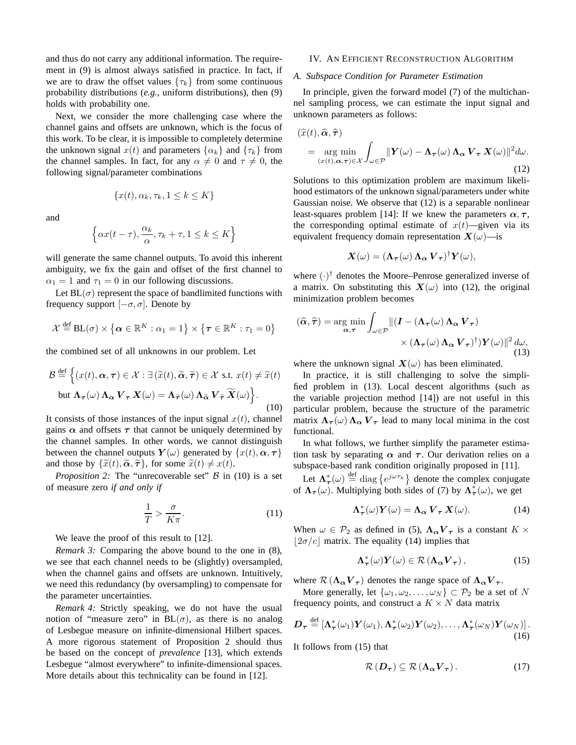and thus do not carry any additional information. The requirement in (9) is almost always satisfied in practice. In fact, if we are to draw the offset values $\{\tau_k\}$ from some continuous probability distributions (*e.g.,* uniform distributions), then (9) holds with probability one.

Next, we consider the more challenging case where the channel gains and offsets are unknown, which is the focus of this work. To be clear, it is impossible to completely determine the unknown signal $x(t)$ and parameters $\{\alpha_k\}$ and $\{\tau_k\}$ from the channel samples. In fact, for any $\alpha \neq 0$ and $\tau \neq 0$, the following signal/parameter combinations

$$\{x(t), \alpha_k, \tau_k, 1 \leq k \leq K\}$$

and

$$\left\{\alpha x(t-\tau), \frac{\alpha_k}{\alpha}, \tau_k + \tau, 1 \leq k \leq K\right\}$$

will generate the same channel outputs. To avoid this inherent ambiguity, we fix the gain and offset of the first channel to $\alpha_1 = 1$ and $\tau_1 = 0$ in our following discussions.

Let $\mathrm{BL}(\sigma)$ represent the space of bandlimited functions with frequency support $[-\sigma, \sigma]$. Denote by

$$\mathcal{X} \stackrel{\text{def}}{=} \mathrm{BL}(\sigma) \times \left\{\boldsymbol{\alpha} \in \mathbb{R}^K : \alpha_1 = 1\right\} \times \left\{\boldsymbol{\tau} \in \mathbb{R}^K : \tau_1 = 0\right\}$$

the combined set of all unknowns in our problem. Let

$$\mathcal{B} \stackrel{\text{def}}{=} \Big\{(x(t), \boldsymbol{\alpha}, \boldsymbol{\tau}) \in \mathcal{X} : \exists\, (\widetilde{x}(t), \widetilde{\boldsymbol{\alpha}}, \widetilde{\boldsymbol{\tau}}) \in \mathcal{X} \text{ s.t. } x(t) \neq \widetilde{x}(t) \\ \text{but } \boldsymbol{\Lambda}_{\boldsymbol{\tau}}(\omega)\, \boldsymbol{\Lambda}_{\boldsymbol{\alpha}}\, \boldsymbol{V}_{\boldsymbol{\tau}}\, \boldsymbol{X}(\omega) = \boldsymbol{\Lambda}_{\widetilde{\boldsymbol{\tau}}}(\omega)\, \boldsymbol{\Lambda}_{\widetilde{\boldsymbol{\alpha}}}\, \boldsymbol{V}_{\widetilde{\boldsymbol{\tau}}}\, \widetilde{\boldsymbol{X}}(\omega)\Big\}. \tag{10}$$

It consists of those instances of the input signal $x(t)$, channel gains $\boldsymbol{\alpha}$ and offsets $\boldsymbol{\tau}$ that cannot be uniquely determined by the channel samples. In other words, we cannot distinguish between the channel outputs $\boldsymbol{Y}(\omega)$ generated by $\{x(t), \boldsymbol{\alpha}, \boldsymbol{\tau}\}$ and those by $\{\widetilde{x}(t), \widetilde{\boldsymbol{\alpha}}, \widetilde{\boldsymbol{\tau}}\}$, for some $\widetilde{x}(t) \neq x(t)$.

*Proposition 2:* The "unrecoverable set" $\mathcal{B}$ in (10) is a set of measure zero *if and only if*

$$\frac{1}{T} > \frac{\sigma}{K\pi}. \tag{11}$$

We leave the proof of this result to [12].

*Remark 3:* Comparing the above bound to the one in (8), we see that each channel needs to be (slightly) oversampled, when the channel gains and offsets are unknown. Intuitively, we need this redundancy (by oversampling) to compensate for the parameter uncertainties.

*Remark 4:* Strictly speaking, we do not have the usual notion of "measure zero" in $\mathrm{BL}(\sigma)$, as there is no analog of Lesbegue measure on infinite-dimensional Hilbert spaces. A more rigorous statement of Proposition 2 should thus be based on the concept of *prevalence* [13], which extends Lesbegue "almost everywhere" to infinite-dimensional spaces. More details about this technicality can be found in [12].

## IV. An Efficient Reconstruction Algorithm

### A. Subspace Condition for Parameter Estimation

In principle, given the forward model (7) of the multichannel sampling process, we can estimate the input signal and unknown parameters as follows:

$$(\widehat{x}(t), \widehat{\boldsymbol{\alpha}}, \widehat{\boldsymbol{\tau}}) = \underset{(x(t), \boldsymbol{\alpha}, \boldsymbol{\tau}) \in \mathcal{X}}{\arg\min} \int_{\omega \in \mathcal{P}} \|\boldsymbol{Y}(\omega) - \boldsymbol{\Lambda}_{\boldsymbol{\tau}}(\omega)\, \boldsymbol{\Lambda}_{\boldsymbol{\alpha}}\, \boldsymbol{V}_{\boldsymbol{\tau}}\, \boldsymbol{X}(\omega)\|^2 d\omega. \tag{12}$$

Solutions to this optimization problem are maximum likelihood estimators of the unknown signal/parameters under white Gaussian noise. We observe that (12) is a separable nonlinear least-squares problem [14]: If we knew the parameters $\boldsymbol{\alpha}, \boldsymbol{\tau}$, the corresponding optimal estimate of $x(t)$—given via its equivalent frequency domain representation $\boldsymbol{X}(\omega)$—is

$$\boldsymbol{X}(\omega) = (\boldsymbol{\Lambda}_{\boldsymbol{\tau}}(\omega)\, \boldsymbol{\Lambda}_{\boldsymbol{\alpha}}\, \boldsymbol{V}_{\boldsymbol{\tau}})^{\dagger} \boldsymbol{Y}(\omega),$$

where $(\cdot)^{\dagger}$ denotes the Moore–Penrose generalized inverse of a matrix. On substituting this $\boldsymbol{X}(\omega)$ into (12), the original minimization problem becomes

$$(\widehat{\boldsymbol{\alpha}}, \widehat{\boldsymbol{\tau}}) = \underset{\boldsymbol{\alpha}, \boldsymbol{\tau}}{\arg\min} \int_{\omega \in \mathcal{P}} \|(\boldsymbol{I} - (\boldsymbol{\Lambda}_{\boldsymbol{\tau}}(\omega)\, \boldsymbol{\Lambda}_{\boldsymbol{\alpha}}\, \boldsymbol{V}_{\boldsymbol{\tau}}) \\ \times (\boldsymbol{\Lambda}_{\boldsymbol{\tau}}(\omega)\, \boldsymbol{\Lambda}_{\boldsymbol{\alpha}}\, \boldsymbol{V}_{\boldsymbol{\tau}})^{\dagger})\boldsymbol{Y}(\omega)\|^2\, d\omega, \tag{13}$$

where the unknown signal $\boldsymbol{X}(\omega)$ has been eliminated.

In practice, it is still challenging to solve the simplified problem in (13). Local descent algorithms (such as the variable projection method [14]) are not useful in this particular problem, because the structure of the parametric matrix $\boldsymbol{\Lambda}_{\boldsymbol{\tau}}(\omega)\, \boldsymbol{\Lambda}_{\boldsymbol{\alpha}}\, \boldsymbol{V}_{\boldsymbol{\tau}}$ lead to many local minima in the cost functional.

In what follows, we further simplify the parameter estimation task by separating $\boldsymbol{\alpha}$ and $\boldsymbol{\tau}$. Our derivation relies on a subspace-based rank condition originally proposed in [11].

Let $\boldsymbol{\Lambda}^*_{\boldsymbol{\tau}}(\omega) \stackrel{\text{def}}{=} \mathrm{diag}\left\{e^{j\omega\tau_k}\right\}$ denote the complex conjugate of $\boldsymbol{\Lambda}_{\boldsymbol{\tau}}(\omega)$. Multiplying both sides of (7) by $\boldsymbol{\Lambda}^*_{\boldsymbol{\tau}}(\omega)$, we get

$$\boldsymbol{\Lambda}^*_{\boldsymbol{\tau}}(\omega)\boldsymbol{Y}(\omega) = \boldsymbol{\Lambda}_{\boldsymbol{\alpha}}\, \boldsymbol{V}_{\boldsymbol{\tau}}\, \boldsymbol{X}(\omega). \tag{14}$$

When $\omega \in \mathcal{P}_2$ as defined in (5), $\boldsymbol{\Lambda}_{\boldsymbol{\alpha}} \boldsymbol{V}_{\boldsymbol{\tau}}$ is a constant $K \times \lfloor 2\sigma/c \rfloor$ matrix. The equality (14) implies that

$$\boldsymbol{\Lambda}^*_{\boldsymbol{\tau}}(\omega)\boldsymbol{Y}(\omega) \in \mathcal{R}\left(\boldsymbol{\Lambda}_{\boldsymbol{\alpha}} \boldsymbol{V}_{\boldsymbol{\tau}}\right), \tag{15}$$

where $\mathcal{R}\left(\boldsymbol{\Lambda}_{\boldsymbol{\alpha}} \boldsymbol{V}_{\boldsymbol{\tau}}\right)$ denotes the range space of $\boldsymbol{\Lambda}_{\boldsymbol{\alpha}} \boldsymbol{V}_{\boldsymbol{\tau}}$.

More generally, let $\{\omega_1, \omega_2, \ldots, \omega_N\} \subset \mathcal{P}_2$ be a set of $N$ frequency points, and construct a $K \times N$ data matrix

$$\boldsymbol{D}_{\boldsymbol{\tau}} \stackrel{\text{def}}{=} \left[\boldsymbol{\Lambda}^*_{\boldsymbol{\tau}}(\omega_1)\boldsymbol{Y}(\omega_1), \boldsymbol{\Lambda}^*_{\boldsymbol{\tau}}(\omega_2)\boldsymbol{Y}(\omega_2), \ldots, \boldsymbol{\Lambda}^*_{\boldsymbol{\tau}}(\omega_N)\boldsymbol{Y}(\omega_N)\right]. \tag{16}$$

It follows from (15) that

$$\mathcal{R}\left(\boldsymbol{D}_{\boldsymbol{\tau}}\right) \subseteq \mathcal{R}\left(\boldsymbol{\Lambda}_{\boldsymbol{\alpha}} \boldsymbol{V}_{\boldsymbol{\tau}}\right). \tag{17}$$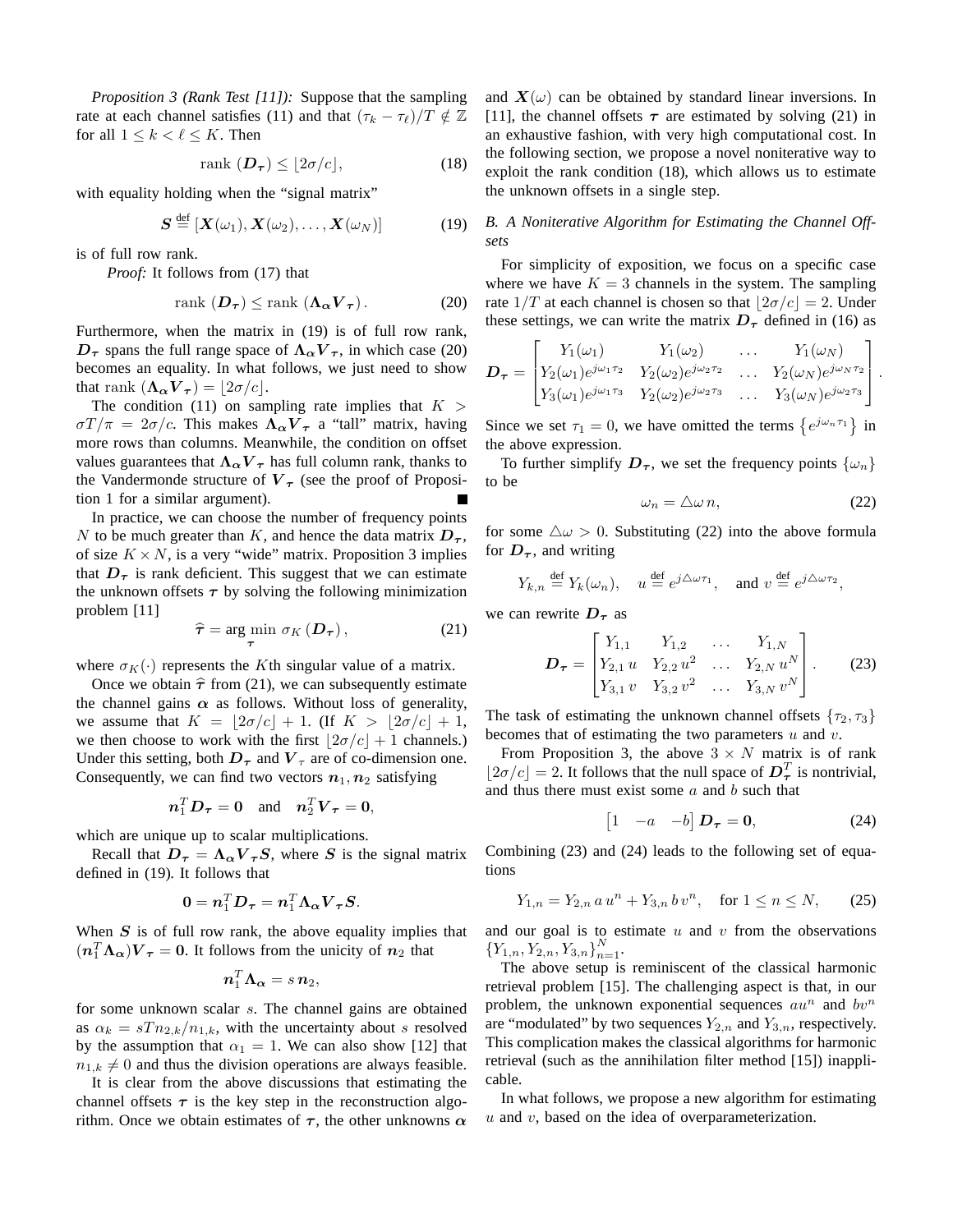*Proposition 3 (Rank Test [11]):* Suppose that the sampling rate at each channel satisfies (11) and that $(\tau_k - \tau_\ell)/T \notin \mathbb{Z}$ for all $1 \leq k < \ell \leq K$. Then

$$\text{rank}\,(\boldsymbol{D}_{\boldsymbol{\tau}}) \leq \lfloor 2\sigma/c \rfloor, \tag{18}$$

with equality holding when the "signal matrix"

$$\boldsymbol{S} \stackrel{\text{def}}{=} [\boldsymbol{X}(\omega_1), \boldsymbol{X}(\omega_2), \ldots, \boldsymbol{X}(\omega_N)] \tag{19}$$

is of full row rank.

*Proof:* It follows from (17) that

$$\text{rank}\,(\boldsymbol{D}_{\boldsymbol{\tau}}) \leq \text{rank}\,(\boldsymbol{\Lambda}_{\boldsymbol{\alpha}} \boldsymbol{V}_{\boldsymbol{\tau}}). \tag{20}$$

Furthermore, when the matrix in (19) is of full row rank, $\boldsymbol{D}_{\boldsymbol{\tau}}$ spans the full range space of $\boldsymbol{\Lambda}_{\boldsymbol{\alpha}} \boldsymbol{V}_{\boldsymbol{\tau}}$, in which case (20) becomes an equality. In what follows, we just need to show that $\text{rank}\,(\boldsymbol{\Lambda}_{\boldsymbol{\alpha}} \boldsymbol{V}_{\boldsymbol{\tau}}) = \lfloor 2\sigma/c \rfloor$.

The condition (11) on sampling rate implies that $K > \sigma T/\pi = 2\sigma/c$. This makes $\boldsymbol{\Lambda}_{\boldsymbol{\alpha}} \boldsymbol{V}_{\boldsymbol{\tau}}$ a "tall" matrix, having more rows than columns. Meanwhile, the condition on offset values guarantees that $\boldsymbol{\Lambda}_{\boldsymbol{\alpha}} \boldsymbol{V}_{\boldsymbol{\tau}}$ has full column rank, thanks to the Vandermonde structure of $\boldsymbol{V}_{\boldsymbol{\tau}}$ (see the proof of Proposition 1 for a similar argument). ∎

In practice, we can choose the number of frequency points $N$ to be much greater than $K$, and hence the data matrix $\boldsymbol{D}_{\boldsymbol{\tau}}$, of size $K \times N$, is a very "wide" matrix. Proposition 3 implies that $\boldsymbol{D}_{\boldsymbol{\tau}}$ is rank deficient. This suggest that we can estimate the unknown offsets $\boldsymbol{\tau}$ by solving the following minimization problem [11]

$$\widehat{\boldsymbol{\tau}} = \arg\min_{\boldsymbol{\tau}} \, \sigma_K\,(\boldsymbol{D}_{\boldsymbol{\tau}}), \tag{21}$$

where $\sigma_K(\cdot)$ represents the $K$th singular value of a matrix.

Once we obtain $\widehat{\boldsymbol{\tau}}$ from (21), we can subsequently estimate the channel gains $\boldsymbol{\alpha}$ as follows. Without loss of generality, we assume that $K = \lfloor 2\sigma/c \rfloor + 1$. (If $K > \lfloor 2\sigma/c \rfloor + 1$, we then choose to work with the first $\lfloor 2\sigma/c \rfloor + 1$ channels.) Under this setting, both $\boldsymbol{D}_{\boldsymbol{\tau}}$ and $\boldsymbol{V}_{\boldsymbol{\tau}}$ are of co-dimension one. Consequently, we can find two vectors $\boldsymbol{n}_1, \boldsymbol{n}_2$ satisfying

$$\boldsymbol{n}_1^T \boldsymbol{D}_{\boldsymbol{\tau}} = \boldsymbol{0} \quad \text{and} \quad \boldsymbol{n}_2^T \boldsymbol{V}_{\boldsymbol{\tau}} = \boldsymbol{0},$$

which are unique up to scalar multiplications.

Recall that $\boldsymbol{D}_{\boldsymbol{\tau}} = \boldsymbol{\Lambda}_{\boldsymbol{\alpha}} \boldsymbol{V}_{\boldsymbol{\tau}} \boldsymbol{S}$, where $\boldsymbol{S}$ is the signal matrix defined in (19). It follows that

$$\boldsymbol{0} = \boldsymbol{n}_1^T \boldsymbol{D}_{\boldsymbol{\tau}} = \boldsymbol{n}_1^T \boldsymbol{\Lambda}_{\boldsymbol{\alpha}} \boldsymbol{V}_{\boldsymbol{\tau}} \boldsymbol{S}.$$

When $\boldsymbol{S}$ is of full row rank, the above equality implies that $(\boldsymbol{n}_1^T \boldsymbol{\Lambda}_{\boldsymbol{\alpha}}) \boldsymbol{V}_{\boldsymbol{\tau}} = \boldsymbol{0}$. It follows from the unicity of $\boldsymbol{n}_2$ that

$$\boldsymbol{n}_1^T \boldsymbol{\Lambda}_{\boldsymbol{\alpha}} = s\, \boldsymbol{n}_2,$$

for some unknown scalar $s$. The channel gains are obtained as $\alpha_k = sTn_{2,k}/n_{1,k}$, with the uncertainty about $s$ resolved by the assumption that $\alpha_1 = 1$. We can also show [12] that $n_{1,k} \neq 0$ and thus the division operations are always feasible.

It is clear from the above discussions that estimating the channel offsets $\boldsymbol{\tau}$ is the key step in the reconstruction algorithm. Once we obtain estimates of $\boldsymbol{\tau}$, the other unknowns $\boldsymbol{\alpha}$ and $\boldsymbol{X}(\omega)$ can be obtained by standard linear inversions. In [11], the channel offsets $\boldsymbol{\tau}$ are estimated by solving (21) in an exhaustive fashion, with very high computational cost. In the following section, we propose a novel noniterative way to exploit the rank condition (18), which allows us to estimate the unknown offsets in a single step.

### *B. A Noniterative Algorithm for Estimating the Channel Offsets*

For simplicity of exposition, we focus on a specific case where we have $K = 3$ channels in the system. The sampling rate $1/T$ at each channel is chosen so that $\lfloor 2\sigma/c \rfloor = 2$. Under these settings, we can write the matrix $\boldsymbol{D}_{\boldsymbol{\tau}}$ defined in (16) as

$$\boldsymbol{D}_{\boldsymbol{\tau}} = \begin{bmatrix} Y_1(\omega_1) & Y_1(\omega_2) & \ldots & Y_1(\omega_N) \\ Y_2(\omega_1) e^{j\omega_1 \tau_2} & Y_2(\omega_2) e^{j\omega_2 \tau_2} & \ldots & Y_2(\omega_N) e^{j\omega_N \tau_2} \\ Y_3(\omega_1) e^{j\omega_1 \tau_3} & Y_2(\omega_2) e^{j\omega_2 \tau_3} & \ldots & Y_3(\omega_N) e^{j\omega_2 \tau_3} \end{bmatrix}.$$

Since we set $\tau_1 = 0$, we have omitted the terms $\left\{e^{j\omega_n \tau_1}\right\}$ in the above expression.

To further simplify $\boldsymbol{D}_{\boldsymbol{\tau}}$, we set the frequency points $\{\omega_n\}$ to be

$$\omega_n = \triangle\omega\, n, \tag{22}$$

for some $\triangle\omega > 0$. Substituting (22) into the above formula for $\boldsymbol{D}_{\boldsymbol{\tau}}$, and writing

$$Y_{k,n} \stackrel{\text{def}}{=} Y_k(\omega_n), \quad u \stackrel{\text{def}}{=} e^{j\triangle\omega \tau_1}, \quad \text{and } v \stackrel{\text{def}}{=} e^{j\triangle\omega \tau_2},$$

we can rewrite $\boldsymbol{D}_{\boldsymbol{\tau}}$ as

$$\boldsymbol{D}_{\boldsymbol{\tau}} = \begin{bmatrix} Y_{1,1} & Y_{1,2} & \ldots & Y_{1,N} \\ Y_{2,1}\, u & Y_{2,2}\, u^2 & \ldots & Y_{2,N}\, u^N \\ Y_{3,1}\, v & Y_{3,2}\, v^2 & \ldots & Y_{3,N}\, v^N \end{bmatrix}. \tag{23}$$

The task of estimating the unknown channel offsets $\{\tau_2, \tau_3\}$ becomes that of estimating the two parameters $u$ and $v$.

From Proposition 3, the above $3 \times N$ matrix is of rank $\lfloor 2\sigma/c \rfloor = 2$. It follows that the null space of $\boldsymbol{D}_{\boldsymbol{\tau}}^T$ is nontrivial, and thus there must exist some $a$ and $b$ such that

$$\begin{bmatrix} 1 & -a & -b \end{bmatrix} \boldsymbol{D}_{\boldsymbol{\tau}} = \boldsymbol{0}, \tag{24}$$

Combining (23) and (24) leads to the following set of equations

$$Y_{1,n} = Y_{2,n}\, a\, u^n + Y_{3,n}\, b\, v^n, \quad \text{for } 1 \leq n \leq N, \tag{25}$$

and our goal is to estimate $u$ and $v$ from the observations $\{Y_{1,n}, Y_{2,n}, Y_{3,n}\}_{n=1}^N$.

The above setup is reminiscent of the classical harmonic retrieval problem [15]. The challenging aspect is that, in our problem, the unknown exponential sequences $au^n$ and $bv^n$ are "modulated" by two sequences $Y_{2,n}$ and $Y_{3,n}$, respectively. This complication makes the classical algorithms for harmonic retrieval (such as the annihilation filter method [15]) inapplicable.

In what follows, we propose a new algorithm for estimating $u$ and $v$, based on the idea of overparameterization.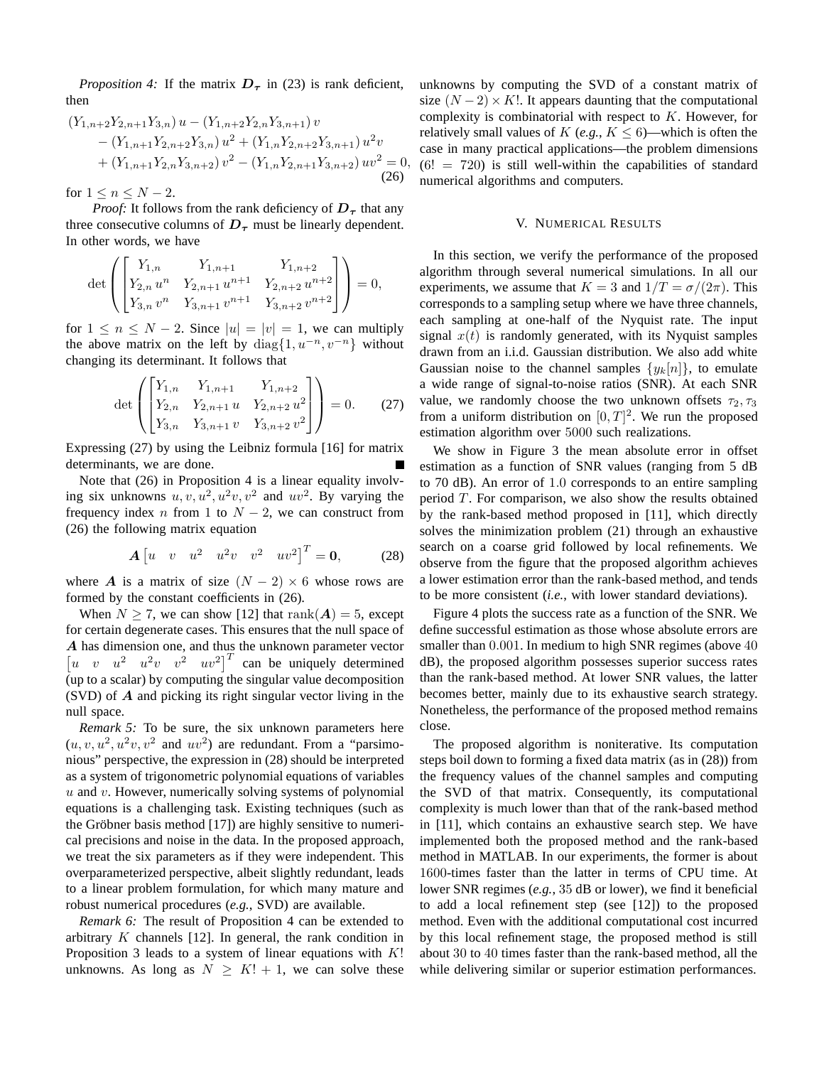*Proposition 4:* If the matrix $\boldsymbol{D}_{\boldsymbol{\tau}}$ in (23) is rank deficient, then

$$
\begin{aligned}
&(Y_{1,n+2}Y_{2,n+1}Y_{3,n})\,u - (Y_{1,n+2}Y_{2,n}Y_{3,n+1})\,v \\
&\quad - (Y_{1,n+1}Y_{2,n+2}Y_{3,n})\,u^2 + (Y_{1,n}Y_{2,n+2}Y_{3,n+1})\,u^2 v \\
&\quad + (Y_{1,n+1}Y_{2,n}Y_{3,n+2})\,v^2 - (Y_{1,n}Y_{2,n+1}Y_{3,n+2})\,uv^2 = 0,
\end{aligned} \tag{26}
$$

for $1 \leq n \leq N-2$.

*Proof:* It follows from the rank deficiency of $\boldsymbol{D}_{\boldsymbol{\tau}}$ that any three consecutive columns of $\boldsymbol{D}_{\boldsymbol{\tau}}$ must be linearly dependent. In other words, we have

$$
\det\left(\begin{bmatrix} Y_{1,n} & Y_{1,n+1} & Y_{1,n+2} \\ Y_{2,n}\,u^n & Y_{2,n+1}\,u^{n+1} & Y_{2,n+2}\,u^{n+2} \\ Y_{3,n}\,v^n & Y_{3,n+1}\,v^{n+1} & Y_{3,n+2}\,v^{n+2} \end{bmatrix}\right) = 0,
$$

for $1 \leq n \leq N-2$. Since $|u| = |v| = 1$, we can multiply the above matrix on the left by $\operatorname{diag}\{1, u^{-n}, v^{-n}\}$ without changing its determinant. It follows that

$$
\det\left(\begin{bmatrix} Y_{1,n} & Y_{1,n+1} & Y_{1,n+2} \\ Y_{2,n} & Y_{2,n+1}\,u & Y_{2,n+2}\,u^2 \\ Y_{3,n} & Y_{3,n+1}\,v & Y_{3,n+2}\,v^2 \end{bmatrix}\right) = 0. \tag{27}
$$

Expressing (27) by using the Leibniz formula [16] for matrix determinants, we are done. ∎

Note that (26) in Proposition 4 is a linear equality involving six unknowns $u, v, u^2, u^2v, v^2$ and $uv^2$. By varying the frequency index $n$ from 1 to $N-2$, we can construct from (26) the following matrix equation

$$
\boldsymbol{A}\begin{bmatrix} u & v & u^2 & u^2v & v^2 & uv^2 \end{bmatrix}^T = \boldsymbol{0}, \tag{28}
$$

where $\boldsymbol{A}$ is a matrix of size $(N-2)\times 6$ whose rows are formed by the constant coefficients in (26).

When $N \geq 7$, we can show [12] that $\operatorname{rank}(\boldsymbol{A}) = 5$, except for certain degenerate cases. This ensures that the null space of $\boldsymbol{A}$ has dimension one, and thus the unknown parameter vector $\begin{bmatrix} u & v & u^2 & u^2v & v^2 & uv^2 \end{bmatrix}^T$ can be uniquely determined (up to a scalar) by computing the singular value decomposition (SVD) of $\boldsymbol{A}$ and picking its right singular vector living in the null space.

*Remark 5:* To be sure, the six unknown parameters here $(u, v, u^2, u^2v, v^2$ and $uv^2)$ are redundant. From a "parsimonious" perspective, the expression in (28) should be interpreted as a system of trigonometric polynomial equations of variables $u$ and $v$. However, numerically solving systems of polynomial equations is a challenging task. Existing techniques (such as the Gröbner basis method [17]) are highly sensitive to numerical precisions and noise in the data. In the proposed approach, we treat the six parameters as if they were independent. This overparameterized perspective, albeit slightly redundant, leads to a linear problem formulation, for which many mature and robust numerical procedures (*e.g.*, SVD) are available.

*Remark 6:* The result of Proposition 4 can be extended to arbitrary $K$ channels [12]. In general, the rank condition in Proposition 3 leads to a system of linear equations with $K!$ unknowns. As long as $N \geq K! + 1$, we can solve these unknowns by computing the SVD of a constant matrix of size $(N-2)\times K!$. It appears daunting that the computational complexity is combinatorial with respect to $K$. However, for relatively small values of $K$ (*e.g.*, $K \leq 6$)—which is often the case in many practical applications—the problem dimensions ($6! = 720$) is still well-within the capabilities of standard numerical algorithms and computers.

## V. Numerical Results

In this section, we verify the performance of the proposed algorithm through several numerical simulations. In all our experiments, we assume that $K = 3$ and $1/T = \sigma/(2\pi)$. This corresponds to a sampling setup where we have three channels, each sampling at one-half of the Nyquist rate. The input signal $x(t)$ is randomly generated, with its Nyquist samples drawn from an i.i.d. Gaussian distribution. We also add white Gaussian noise to the channel samples $\{y_k[n]\}$, to emulate a wide range of signal-to-noise ratios (SNR). At each SNR value, we randomly choose the two unknown offsets $\tau_2, \tau_3$ from a uniform distribution on $[0, T]^2$. We run the proposed estimation algorithm over 5000 such realizations.

We show in Figure 3 the mean absolute error in offset estimation as a function of SNR values (ranging from 5 dB to 70 dB). An error of 1.0 corresponds to an entire sampling period $T$. For comparison, we also show the results obtained by the rank-based method proposed in [11], which directly solves the minimization problem (21) through an exhaustive search on a coarse grid followed by local refinements. We observe from the figure that the proposed algorithm achieves a lower estimation error than the rank-based method, and tends to be more consistent (*i.e.*, with lower standard deviations).

Figure 4 plots the success rate as a function of the SNR. We define successful estimation as those whose absolute errors are smaller than 0.001. In medium to high SNR regimes (above 40 dB), the proposed algorithm possesses superior success rates than the rank-based method. At lower SNR values, the latter becomes better, mainly due to its exhaustive search strategy. Nonetheless, the performance of the proposed method remains close.

The proposed algorithm is noniterative. Its computation steps boil down to forming a fixed data matrix (as in (28)) from the frequency values of the channel samples and computing the SVD of that matrix. Consequently, its computational complexity is much lower than that of the rank-based method in [11], which contains an exhaustive search step. We have implemented both the proposed method and the rank-based method in MATLAB. In our experiments, the former is about 1600-times faster than the latter in terms of CPU time. At lower SNR regimes (*e.g.*, 35 dB or lower), we find it beneficial to add a local refinement step (see [12]) to the proposed method. Even with the additional computational cost incurred by this local refinement stage, the proposed method is still about 30 to 40 times faster than the rank-based method, all the while delivering similar or superior estimation performances.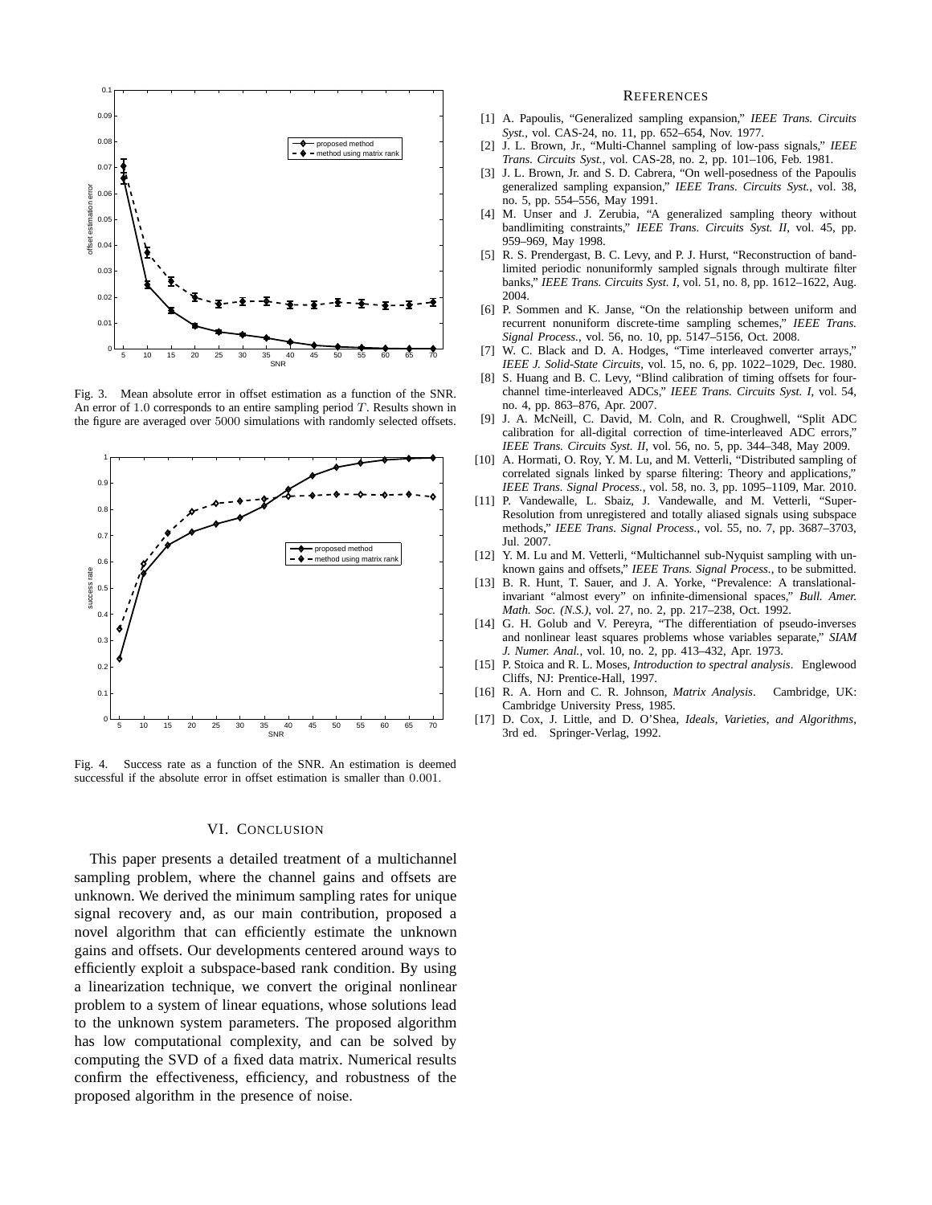0.1
0.09
0.08
0.07
0.06
0.05
0.04
0.03
0.02
0.01
0
offset estimation error
5 10 15 20 25 30 35 40 45 50 55 60 65 70
SNR
proposed method
method using matrix rank

Fig. 3. Mean absolute error in offset estimation as a function of the SNR. An error of 1.0 corresponds to an entire sampling period $T$. Results shown in the figure are averaged over 5000 simulations with randomly selected offsets.

1
0.9
0.8
0.7
0.6
0.5
0.4
0.3
0.2
0.1
0
success rate
5 10 15 20 25 30 35 40 45 50 55 60 65 70
SNR
proposed method
method using matrix rank

Fig. 4. Success rate as a function of the SNR. An estimation is deemed successful if the absolute error in offset estimation is smaller than 0.001.

## VI. Conclusion

This paper presents a detailed treatment of a multichannel sampling problem, where the channel gains and offsets are unknown. We derived the minimum sampling rates for unique signal recovery and, as our main contribution, proposed a novel algorithm that can efficiently estimate the unknown gains and offsets. Our developments centered around ways to efficiently exploit a subspace-based rank condition. By using a linearization technique, we convert the original nonlinear problem to a system of linear equations, whose solutions lead to the unknown system parameters. The proposed algorithm has low computational complexity, and can be solved by computing the SVD of a fixed data matrix. Numerical results confirm the effectiveness, efficiency, and robustness of the proposed algorithm in the presence of noise.

## References

[1] A. Papoulis, "Generalized sampling expansion," *IEEE Trans. Circuits Syst.*, vol. CAS-24, no. 11, pp. 652–654, Nov. 1977.

[2] J. L. Brown, Jr., "Multi-Channel sampling of low-pass signals," *IEEE Trans. Circuits Syst.*, vol. CAS-28, no. 2, pp. 101–106, Feb. 1981.

[3] J. L. Brown, Jr. and S. D. Cabrera, "On well-posedness of the Papoulis generalized sampling expansion," *IEEE Trans. Circuits Syst.*, vol. 38, no. 5, pp. 554–556, May 1991.

[4] M. Unser and J. Zerubia, "A generalized sampling theory without bandlimiting constraints," *IEEE Trans. Circuits Syst. II*, vol. 45, pp. 959–969, May 1998.

[5] R. S. Prendergast, B. C. Levy, and P. J. Hurst, "Reconstruction of band-limited periodic nonuniformly sampled signals through multirate filter banks," *IEEE Trans. Circuits Syst. I*, vol. 51, no. 8, pp. 1612–1622, Aug. 2004.

[6] P. Sommen and K. Janse, "On the relationship between uniform and recurrent nonuniform discrete-time sampling schemes," *IEEE Trans. Signal Process.*, vol. 56, no. 10, pp. 5147–5156, Oct. 2008.

[7] W. C. Black and D. A. Hodges, "Time interleaved converter arrays," *IEEE J. Solid-State Circuits*, vol. 15, no. 6, pp. 1022–1029, Dec. 1980.

[8] S. Huang and B. C. Levy, "Blind calibration of timing offsets for four-channel time-interleaved ADCs," *IEEE Trans. Circuits Syst. I*, vol. 54, no. 4, pp. 863–876, Apr. 2007.

[9] J. A. McNeill, C. David, M. Coln, and R. Croughwell, "Split ADC calibration for all-digital correction of time-interleaved ADC errors," *IEEE Trans. Circuits Syst. II*, vol. 56, no. 5, pp. 344–348, May 2009.

[10] A. Hormati, O. Roy, Y. M. Lu, and M. Vetterli, "Distributed sampling of correlated signals linked by sparse filtering: Theory and applications," *IEEE Trans. Signal Process.*, vol. 58, no. 3, pp. 1095–1109, Mar. 2010.

[11] P. Vandewalle, L. Sbaiz, J. Vandewalle, and M. Vetterli, "Super-Resolution from unregistered and totally aliased signals using subspace methods," *IEEE Trans. Signal Process.*, vol. 55, no. 7, pp. 3687–3703, Jul. 2007.

[12] Y. M. Lu and M. Vetterli, "Multichannel sub-Nyquist sampling with unknown gains and offsets," *IEEE Trans. Signal Process.*, to be submitted.

[13] B. R. Hunt, T. Sauer, and J. A. Yorke, "Prevalence: A translational-invariant "almost every" on infinite-dimensional spaces," *Bull. Amer. Math. Soc. (N.S.)*, vol. 27, no. 2, pp. 217–238, Oct. 1992.

[14] G. H. Golub and V. Pereyra, "The differentiation of pseudo-inverses and nonlinear least squares problems whose variables separate," *SIAM J. Numer. Anal.*, vol. 10, no. 2, pp. 413–432, Apr. 1973.

[15] P. Stoica and R. L. Moses, *Introduction to spectral analysis*. Englewood Cliffs, NJ: Prentice-Hall, 1997.

[16] R. A. Horn and C. R. Johnson, *Matrix Analysis*. Cambridge, UK: Cambridge University Press, 1985.

[17] D. Cox, J. Little, and D. O'Shea, *Ideals, Varieties, and Algorithms*, 3rd ed. Springer-Verlag, 1992.